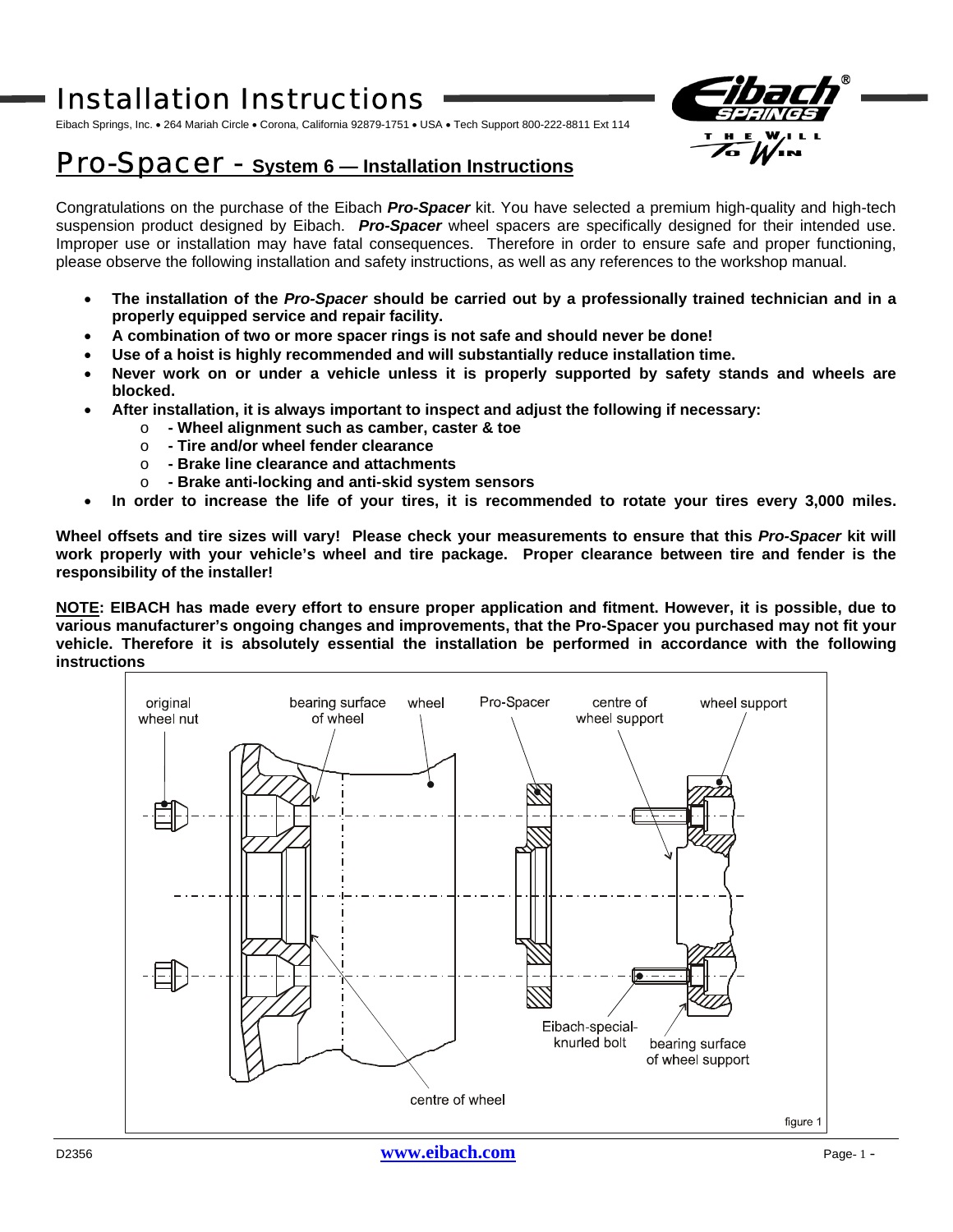# Installation Instructions

Eibach Springs, Inc. • 264 Mariah Circle • Corona, California 92879-1751 • USA • Tech Support 800-222-8811 Ext 114

## Pro-Spacer - System 6 — Installation Instructions

Congratulations on the purchase of the Eibach ***Pro-Spacer*** kit. You have selected a premium high-quality and high-tech suspension product designed by Eibach. ***Pro-Spacer*** wheel spacers are specifically designed for their intended use. Improper use or installation may have fatal consequences. Therefore in order to ensure safe and proper functioning, please observe the following installation and safety instructions, as well as any references to the workshop manual.

- **The installation of the *Pro-Spacer* should be carried out by a professionally trained technician and in a properly equipped service and repair facility.**
- **A combination of two or more spacer rings is not safe and should never be done!**
- **Use of a hoist is highly recommended and will substantially reduce installation time.**
- **Never work on or under a vehicle unless it is properly supported by safety stands and wheels are blocked.**
- **After installation, it is always important to inspect and adjust the following if necessary:**
  - **- Wheel alignment such as camber, caster & toe**
  - **- Tire and/or wheel fender clearance**
  - **- Brake line clearance and attachments**
  - **- Brake anti-locking and anti-skid system sensors**
- **In order to increase the life of your tires, it is recommended to rotate your tires every 3,000 miles.**

**Wheel offsets and tire sizes will vary! Please check your measurements to ensure that this *Pro-Spacer* kit will work properly with your vehicle's wheel and tire package. Proper clearance between tire and fender is the responsibility of the installer!**

**<u>NOTE</u>: EIBACH has made every effort to ensure proper application and fitment. However, it is possible, due to various manufacturer's ongoing changes and improvements, that the Pro-Spacer you purchased may not fit your vehicle. Therefore it is absolutely essential the installation be performed in accordance with the following instructions**

original wheel nut | bearing surface of wheel | wheel | Pro-Spacer | centre of wheel support | wheel support | Eibach-special-knurled bolt | bearing surface of wheel support | centre of wheel

figure 1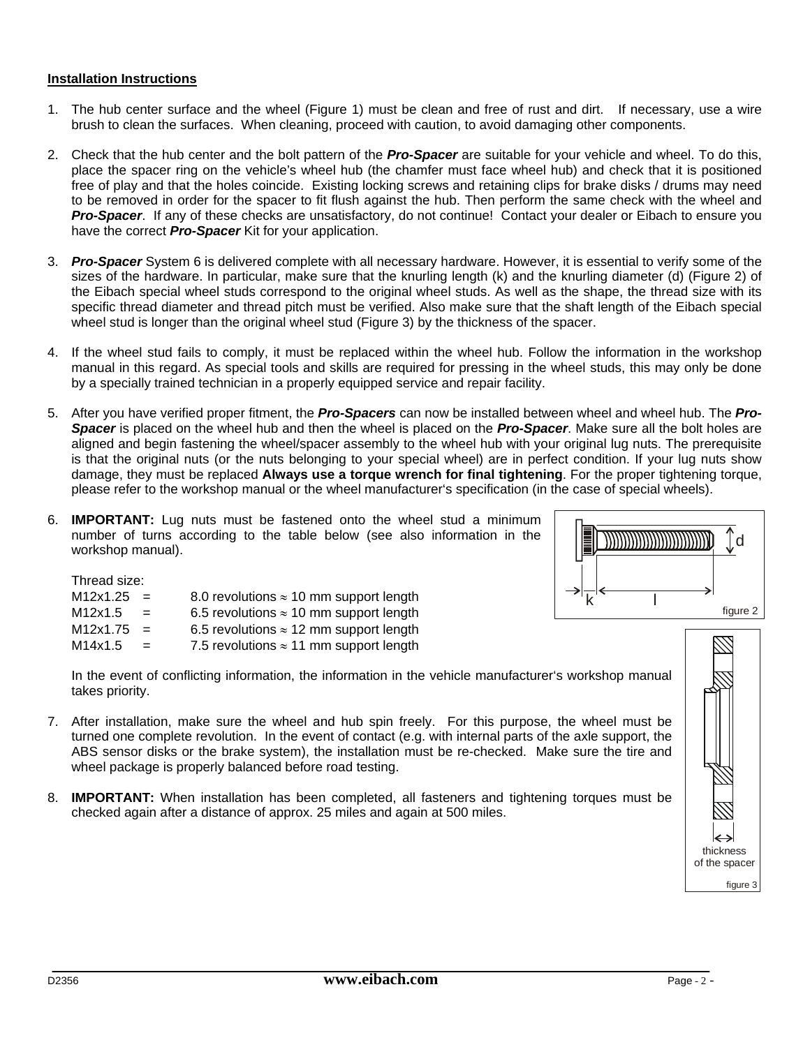**Installation Instructions**

1. The hub center surface and the wheel (Figure 1) must be clean and free of rust and dirt. If necessary, use a wire brush to clean the surfaces. When cleaning, proceed with caution, to avoid damaging other components.

2. Check that the hub center and the bolt pattern of the ***Pro-Spacer*** are suitable for your vehicle and wheel. To do this, place the spacer ring on the vehicle's wheel hub (the chamfer must face wheel hub) and check that it is positioned free of play and that the holes coincide. Existing locking screws and retaining clips for brake disks / drums may need to be removed in order for the spacer to fit flush against the hub. Then perform the same check with the wheel and ***Pro-Spacer***. If any of these checks are unsatisfactory, do not continue! Contact your dealer or Eibach to ensure you have the correct ***Pro-Spacer*** Kit for your application.

3. ***Pro-Spacer*** System 6 is delivered complete with all necessary hardware. However, it is essential to verify some of the sizes of the hardware. In particular, make sure that the knurling length (k) and the knurling diameter (d) (Figure 2) of the Eibach special wheel studs correspond to the original wheel studs. As well as the shape, the thread size with its specific thread diameter and thread pitch must be verified. Also make sure that the shaft length of the Eibach special wheel stud is longer than the original wheel stud (Figure 3) by the thickness of the spacer.

4. If the wheel stud fails to comply, it must be replaced within the wheel hub. Follow the information in the workshop manual in this regard. As special tools and skills are required for pressing in the wheel studs, this may only be done by a specially trained technician in a properly equipped service and repair facility.

5. After you have verified proper fitment, the ***Pro-Spacers*** can now be installed between wheel and wheel hub. The ***Pro-Spacer*** is placed on the wheel hub and then the wheel is placed on the ***Pro-Spacer***. Make sure all the bolt holes are aligned and begin fastening the wheel/spacer assembly to the wheel hub with your original lug nuts. The prerequisite is that the original nuts (or the nuts belonging to your special wheel) are in perfect condition. If your lug nuts show damage, they must be replaced **Always use a torque wrench for final tightening**. For the proper tightening torque, please refer to the workshop manual or the wheel manufacturer's specification (in the case of special wheels).

6. **IMPORTANT:** Lug nuts must be fastened onto the wheel stud a minimum number of turns according to the table below (see also information in the workshop manual).

   Thread size:

   | | | |
   |---|---|---|
   | M12x1.25 | = | 8.0 revolutions ≈ 10 mm support length |
   | M12x1.5 | = | 6.5 revolutions ≈ 10 mm support length |
   | M12x1.75 | = | 6.5 revolutions ≈ 12 mm support length |
   | M14x1.5 | = | 7.5 revolutions ≈ 11 mm support length |

   In the event of conflicting information, the information in the vehicle manufacturer's workshop manual takes priority.

7. After installation, make sure the wheel and hub spin freely. For this purpose, the wheel must be turned one complete revolution. In the event of contact (e.g. with internal parts of the axle support, the ABS sensor disks or the brake system), the installation must be re-checked. Make sure the tire and wheel package is properly balanced before road testing.

8. **IMPORTANT:** When installation has been completed, all fasteners and tightening torques must be checked again after a distance of approx. 25 miles and again at 500 miles.

d

k

l

figure 2

thickness of the spacer

figure 3